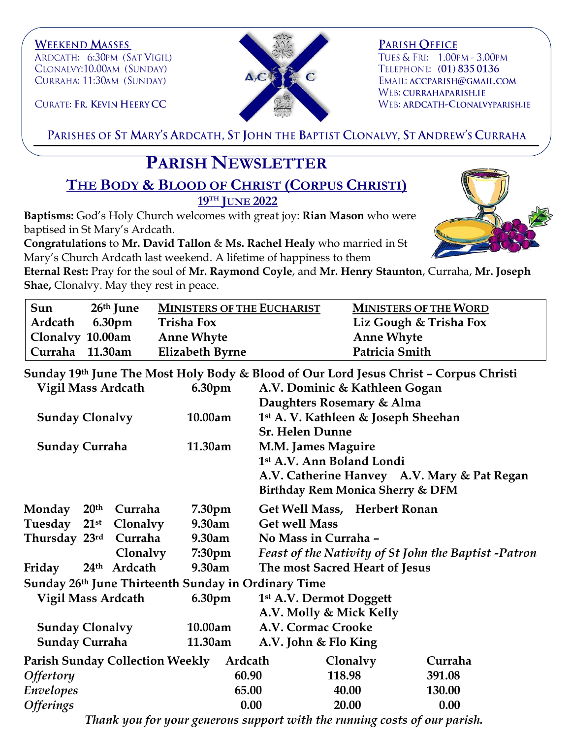**Weekend Masses**
Ardcath: 6:30pm (Sat Vigil)
Clonalvy: 10.00am (Sunday)
Curraha: 11:30am (Sunday)

Curate: **Fr. Kevin Heery CC**

**Parish Office**
Tues & Fri: 1.00pm - 3.00pm
Telephone: (01) 835 0136
Email: accparish@gmail.com
Web: currahaparish.ie
Web: ardcath-clonalvyparish.ie

Parishes of St Mary's Ardcath, St John the Baptist Clonalvy, St Andrew's Curraha

# Parish Newsletter

## The Body & Blood of Christ (Corpus Christi)

### 19th June 2022

**Baptisms:** God's Holy Church welcomes with great joy: **Rian Mason** who were baptised in St Mary's Ardcath.

**Congratulations** to **Mr. David Tallon** & **Ms. Rachel Healy** who married in St Mary's Church Ardcath last weekend. A lifetime of happiness to them

**Eternal Rest:** Pray for the soul of **Mr. Raymond Coyle**, and **Mr. Henry Staunton**, Curraha, **Mr. Joseph Shae,** Clonalvy. May they rest in peace.

| **Sun 26th June** | **Ministers of the Eucharist** | **Ministers of the Word** |
|---|---|---|
| **Ardcath 6.30pm** | **Trisha Fox** | **Liz Gough & Trisha Fox** |
| **Clonalvy 10.00am** | **Anne Whyte** | **Anne Whyte** |
| **Curraha 11.30am** | **Elizabeth Byrne** | **Patricia Smith** |

**Sunday 19th June The Most Holy Body & Blood of Our Lord Jesus Christ – Corpus Christi**

| | | |
|---|---|---|
| **Vigil Mass Ardcath** | **6.30pm** | **A.V. Dominic & Kathleen Gogan**<br>**Daughters Rosemary & Alma** |
| **Sunday Clonalvy** | **10.00am** | **1st A. V. Kathleen & Joseph Sheehan**<br>**Sr. Helen Dunne** |
| **Sunday Curraha** | **11.30am** | **M.M. James Maguire**<br>**1st A.V. Ann Boland Londi**<br>**A.V. Catherine Hanvey A.V. Mary & Pat Regan**<br>**Birthday Rem Monica Sherry & DFM** |

| | | | |
|---|---|---|---|
| **Monday 20th** | **Curraha** | **7.30pm** | **Get Well Mass, Herbert Ronan** |
| **Tuesday 21st** | **Clonalvy** | **9.30am** | **Get well Mass** |
| **Thursday 23rd** | **Curraha** | **9.30am** | **No Mass in Curraha –** |
| | **Clonalvy** | **7:30pm** | ***Feast of the Nativity of St John the Baptist -Patron*** |
| **Friday 24th** | **Ardcath** | **9.30am** | **The most Sacred Heart of Jesus** |

**Sunday 26th June Thirteenth Sunday in Ordinary Time**

| | | |
|---|---|---|
| **Vigil Mass Ardcath** | **6.30pm** | **1st A.V. Dermot Doggett**<br>**A.V. Molly & Mick Kelly** |
| **Sunday Clonalvy** | **10.00am** | **A.V. Cormac Crooke** |
| **Sunday Curraha** | **11.30am** | **A.V. John & Flo King** |

| **Parish Sunday Collection Weekly** | **Ardcath** | **Clonalvy** | **Curraha** |
|---|---|---|---|
| ***Offertory*** | **60.90** | **118.98** | **391.08** |
| ***Envelopes*** | **65.00** | **40.00** | **130.00** |
| ***Offerings*** | **0.00** | **20.00** | **0.00** |

***Thank you for your generous support with the running costs of our parish.***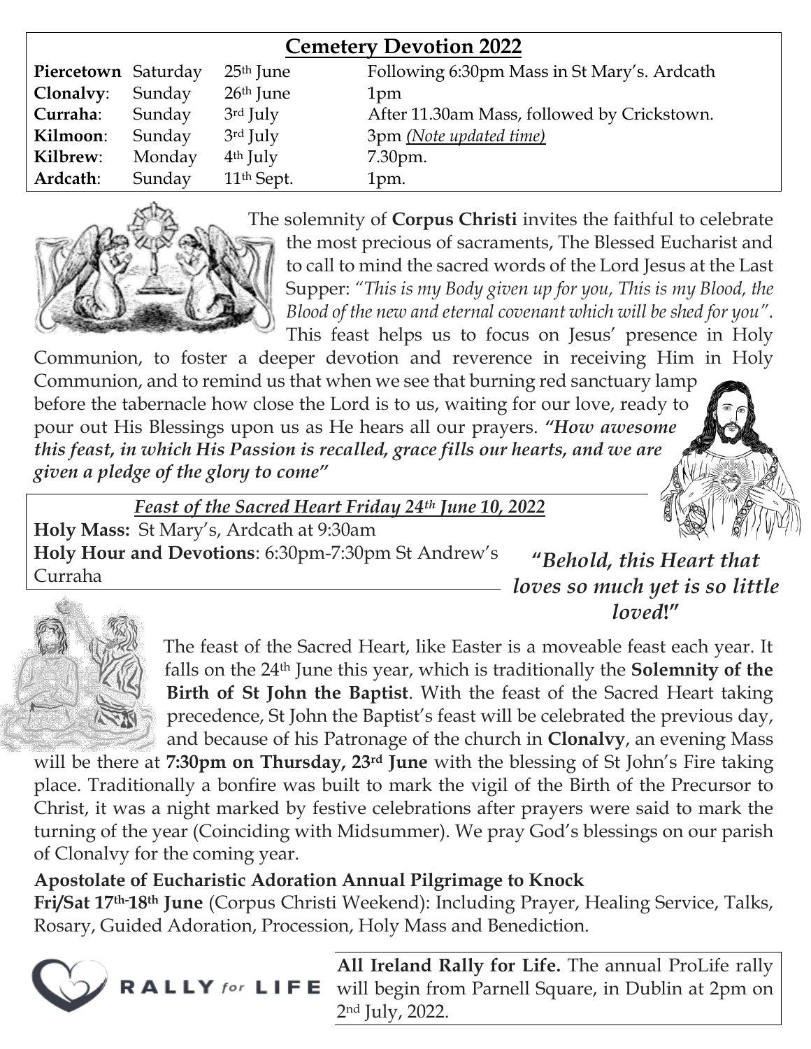## Cemetery Devotion 2022

| | | | |
|---|---|---|---|
| **Piercetown** | Saturday | 25th June | Following 6:30pm Mass in St Mary's. Ardcath |
| **Clonalvy**: | Sunday | 26th June | 1pm |
| **Curraha**: | Sunday | 3rd July | After 11.30am Mass, followed by Crickstown. |
| **Kilmoon**: | Sunday | 3rd July | 3pm *(Note updated time)* |
| **Kilbrew**: | Monday | 4th July | 7.30pm. |
| **Ardcath**: | Sunday | 11th Sept. | 1pm. |

The solemnity of **Corpus Christi** invites the faithful to celebrate the most precious of sacraments, The Blessed Eucharist and to call to mind the sacred words of the Lord Jesus at the Last Supper: *"This is my Body given up for you, This is my Blood, the Blood of the new and eternal covenant which will be shed for you"*. This feast helps us to focus on Jesus' presence in Holy Communion, to foster a deeper devotion and reverence in receiving Him in Holy Communion, and to remind us that when we see that burning red sanctuary lamp before the tabernacle how close the Lord is to us, waiting for our love, ready to pour out His Blessings upon us as He hears all our prayers. ***"How awesome this feast, in which His Passion is recalled, grace fills our hearts, and we are given a pledge of the glory to come"***

***Feast of the Sacred Heart Friday 24th June 10, 2022***

**Holy Mass:** St Mary's, Ardcath at 9:30am

**Holy Hour and Devotions**: 6:30pm-7:30pm St Andrew's Curraha

***"Behold, this Heart that loves so much yet is so little loved!"***

The feast of the Sacred Heart, like Easter is a moveable feast each year. It falls on the 24th June this year, which is traditionally the **Solemnity of the Birth of St John the Baptist**. With the feast of the Sacred Heart taking precedence, St John the Baptist's feast will be celebrated the previous day, and because of his Patronage of the church in **Clonalvy**, an evening Mass will be there at **7:30pm on Thursday, 23rd June** with the blessing of St John's Fire taking place. Traditionally a bonfire was built to mark the vigil of the Birth of the Precursor to Christ, it was a night marked by festive celebrations after prayers were said to mark the turning of the year (Coinciding with Midsummer). We pray God's blessings on our parish of Clonalvy for the coming year.

**Apostolate of Eucharistic Adoration Annual Pilgrimage to Knock**

**Fri/Sat 17th-18th June** (Corpus Christi Weekend): Including Prayer, Healing Service, Talks, Rosary, Guided Adoration, Procession, Holy Mass and Benediction.

RALLY *for* LIFE

**All Ireland Rally for Life.** The annual ProLife rally will begin from Parnell Square, in Dublin at 2pm on 2nd July, 2022.